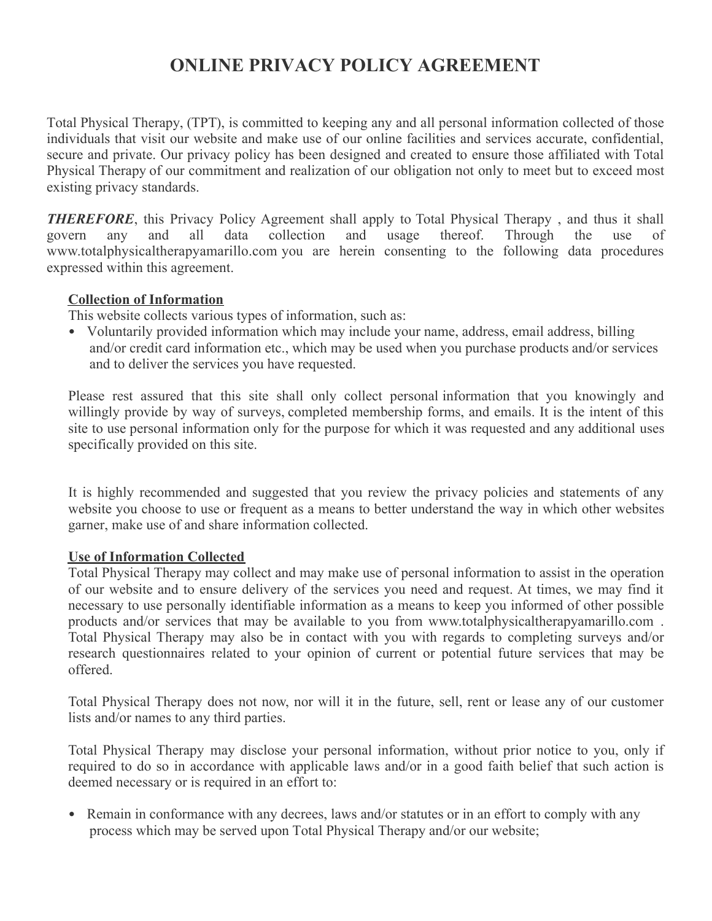# ONLINE PRIVACY POLICY AGREEMENT

Total Physical Therapy, (TPT), is committed to keeping any and all personal information collected of those individuals that visit our website and make use of our online facilities and services accurate, confidential, secure and private. Our privacy policy has been designed and created to ensure those affiliated with Total Physical Therapy of our commitment and realization of our obligation not only to meet but to exceed most existing privacy standards.

***THEREFORE***, this Privacy Policy Agreement shall apply to Total Physical Therapy , and thus it shall govern any and all data collection and usage thereof. Through the use of www.totalphysicaltherapyamarillo.com you are herein consenting to the following data procedures expressed within this agreement.

**Collection of Information**

This website collects various types of information, such as:

- Voluntarily provided information which may include your name, address, email address, billing and/or credit card information etc., which may be used when you purchase products and/or services and to deliver the services you have requested.

Please rest assured that this site shall only collect personal information that you knowingly and willingly provide by way of surveys, completed membership forms, and emails. It is the intent of this site to use personal information only for the purpose for which it was requested and any additional uses specifically provided on this site.

It is highly recommended and suggested that you review the privacy policies and statements of any website you choose to use or frequent as a means to better understand the way in which other websites garner, make use of and share information collected.

**Use of Information Collected**

Total Physical Therapy may collect and may make use of personal information to assist in the operation of our website and to ensure delivery of the services you need and request. At times, we may find it necessary to use personally identifiable information as a means to keep you informed of other possible products and/or services that may be available to you from www.totalphysicaltherapyamarillo.com . Total Physical Therapy may also be in contact with you with regards to completing surveys and/or research questionnaires related to your opinion of current or potential future services that may be offered.

Total Physical Therapy does not now, nor will it in the future, sell, rent or lease any of our customer lists and/or names to any third parties.

Total Physical Therapy may disclose your personal information, without prior notice to you, only if required to do so in accordance with applicable laws and/or in a good faith belief that such action is deemed necessary or is required in an effort to:

- Remain in conformance with any decrees, laws and/or statutes or in an effort to comply with any process which may be served upon Total Physical Therapy and/or our website;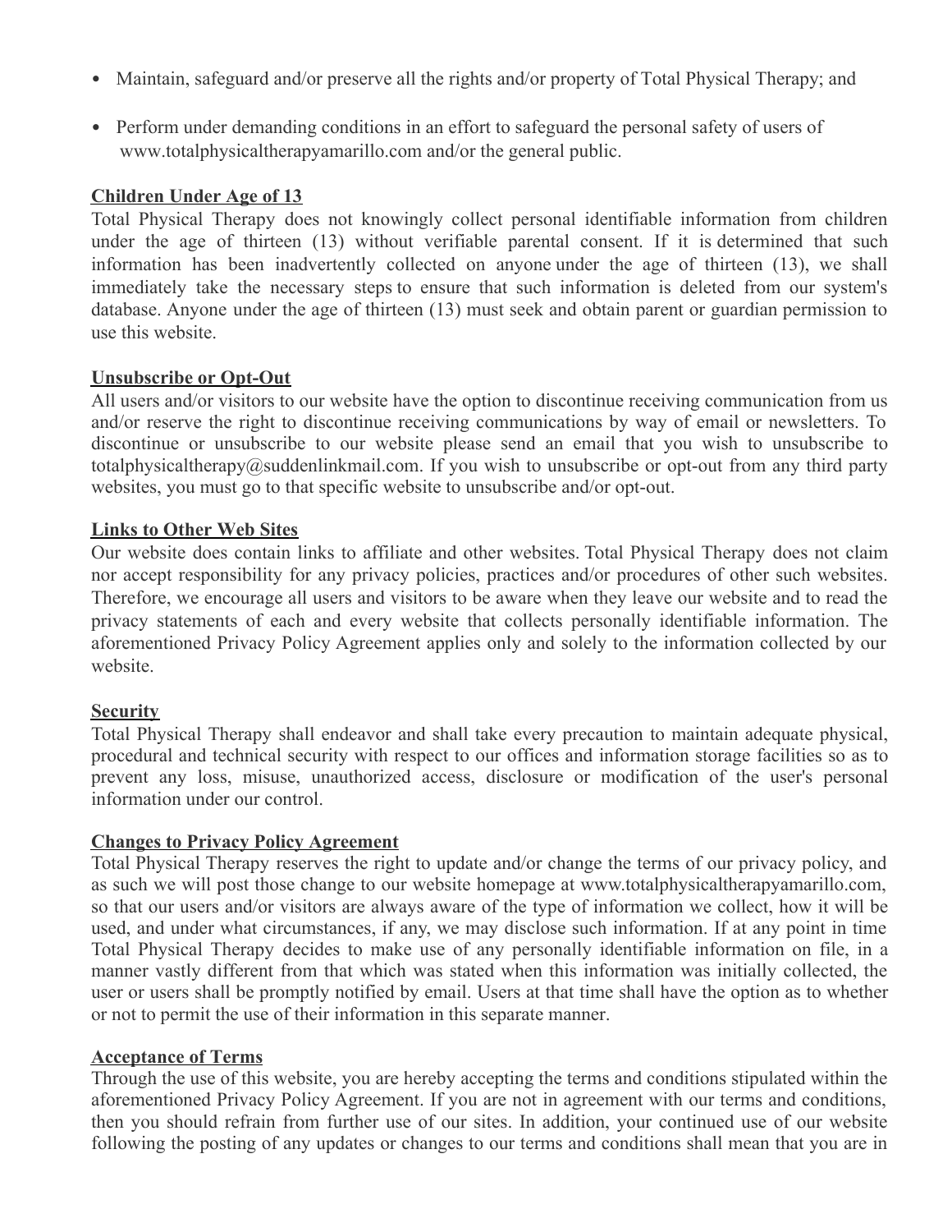- Maintain, safeguard and/or preserve all the rights and/or property of Total Physical Therapy; and
- Perform under demanding conditions in an effort to safeguard the personal safety of users of www.totalphysicaltherapyamarillo.com and/or the general public.

**Children Under Age of 13**

Total Physical Therapy does not knowingly collect personal identifiable information from children under the age of thirteen (13) without verifiable parental consent. If it is determined that such information has been inadvertently collected on anyone under the age of thirteen (13), we shall immediately take the necessary steps to ensure that such information is deleted from our system's database. Anyone under the age of thirteen (13) must seek and obtain parent or guardian permission to use this website.

**Unsubscribe or Opt-Out**

All users and/or visitors to our website have the option to discontinue receiving communication from us and/or reserve the right to discontinue receiving communications by way of email or newsletters. To discontinue or unsubscribe to our website please send an email that you wish to unsubscribe to totalphysicaltherapy@suddenlinkmail.com. If you wish to unsubscribe or opt-out from any third party websites, you must go to that specific website to unsubscribe and/or opt-out.

**Links to Other Web Sites**

Our website does contain links to affiliate and other websites. Total Physical Therapy does not claim nor accept responsibility for any privacy policies, practices and/or procedures of other such websites. Therefore, we encourage all users and visitors to be aware when they leave our website and to read the privacy statements of each and every website that collects personally identifiable information. The aforementioned Privacy Policy Agreement applies only and solely to the information collected by our website.

**Security**

Total Physical Therapy shall endeavor and shall take every precaution to maintain adequate physical, procedural and technical security with respect to our offices and information storage facilities so as to prevent any loss, misuse, unauthorized access, disclosure or modification of the user's personal information under our control.

**Changes to Privacy Policy Agreement**

Total Physical Therapy reserves the right to update and/or change the terms of our privacy policy, and as such we will post those change to our website homepage at www.totalphysicaltherapyamarillo.com, so that our users and/or visitors are always aware of the type of information we collect, how it will be used, and under what circumstances, if any, we may disclose such information. If at any point in time Total Physical Therapy decides to make use of any personally identifiable information on file, in a manner vastly different from that which was stated when this information was initially collected, the user or users shall be promptly notified by email. Users at that time shall have the option as to whether or not to permit the use of their information in this separate manner.

**Acceptance of Terms**

Through the use of this website, you are hereby accepting the terms and conditions stipulated within the aforementioned Privacy Policy Agreement. If you are not in agreement with our terms and conditions, then you should refrain from further use of our sites. In addition, your continued use of our website following the posting of any updates or changes to our terms and conditions shall mean that you are in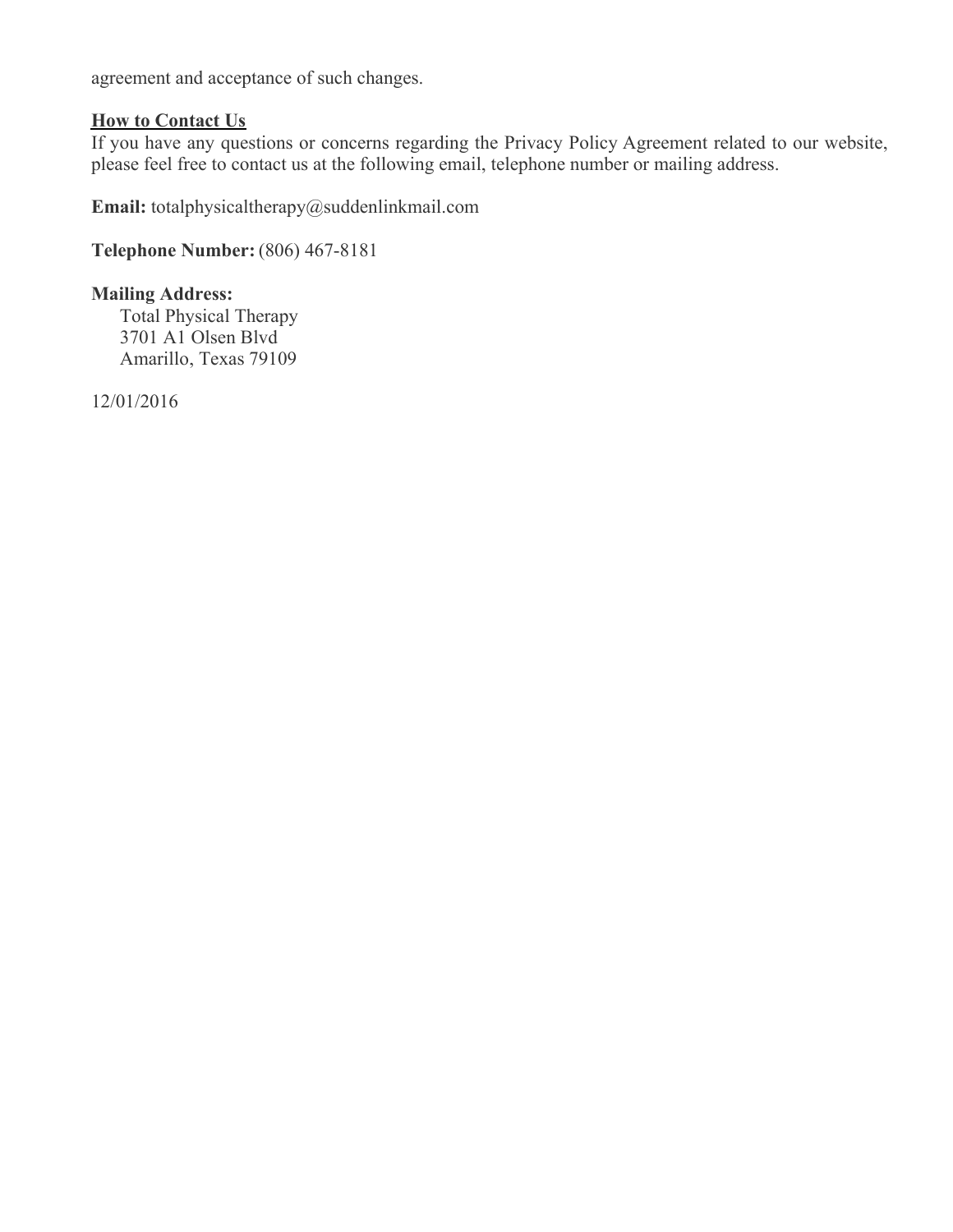agreement and acceptance of such changes.

## How to Contact Us

If you have any questions or concerns regarding the Privacy Policy Agreement related to our website, please feel free to contact us at the following email, telephone number or mailing address.

**Email:** totalphysicaltherapy@suddenlinkmail.com

**Telephone Number:** (806) 467-8181

**Mailing Address:**
Total Physical Therapy
3701 A1 Olsen Blvd
Amarillo, Texas 79109

12/01/2016